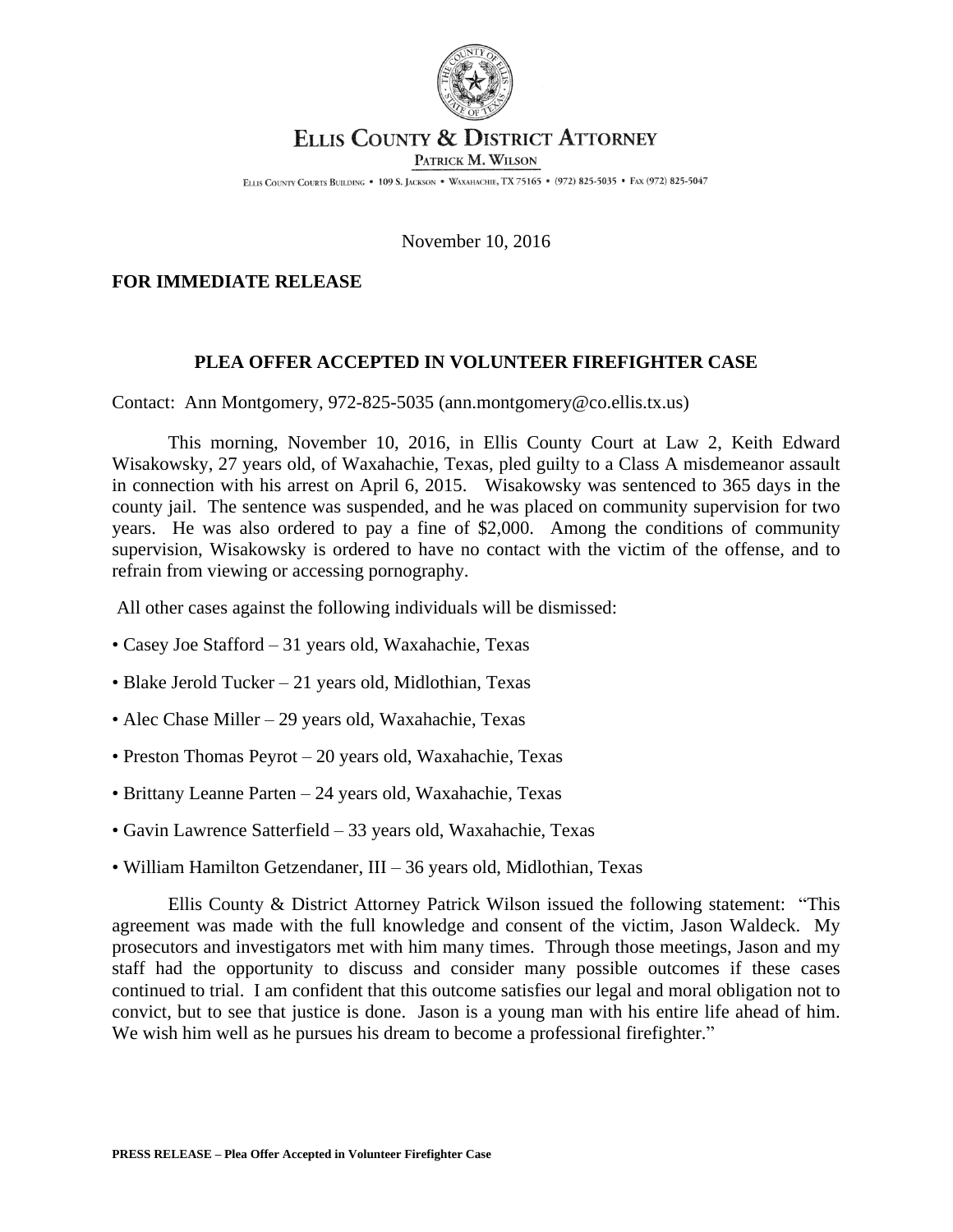# ELLIS COUNTY & DISTRICT ATTORNEY

PATRICK M. WILSON

ELLIS COUNTY COURTS BUILDING • 109 S. JACKSON • WAXAHACHIE, TX 75165 • (972) 825-5035 • FAX (972) 825-5047

November 10, 2016

**FOR IMMEDIATE RELEASE**

## PLEA OFFER ACCEPTED IN VOLUNTEER FIREFIGHTER CASE

Contact: Ann Montgomery, 972-825-5035 (ann.montgomery@co.ellis.tx.us)

This morning, November 10, 2016, in Ellis County Court at Law 2, Keith Edward Wisakowsky, 27 years old, of Waxahachie, Texas, pled guilty to a Class A misdemeanor assault in connection with his arrest on April 6, 2015. Wisakowsky was sentenced to 365 days in the county jail. The sentence was suspended, and he was placed on community supervision for two years. He was also ordered to pay a fine of $2,000. Among the conditions of community supervision, Wisakowsky is ordered to have no contact with the victim of the offense, and to refrain from viewing or accessing pornography.

All other cases against the following individuals will be dismissed:

- Casey Joe Stafford – 31 years old, Waxahachie, Texas
- Blake Jerold Tucker – 21 years old, Midlothian, Texas
- Alec Chase Miller – 29 years old, Waxahachie, Texas
- Preston Thomas Peyrot – 20 years old, Waxahachie, Texas
- Brittany Leanne Parten – 24 years old, Waxahachie, Texas
- Gavin Lawrence Satterfield – 33 years old, Waxahachie, Texas
- William Hamilton Getzendaner, III – 36 years old, Midlothian, Texas

Ellis County & District Attorney Patrick Wilson issued the following statement: "This agreement was made with the full knowledge and consent of the victim, Jason Waldeck. My prosecutors and investigators met with him many times. Through those meetings, Jason and my staff had the opportunity to discuss and consider many possible outcomes if these cases continued to trial. I am confident that this outcome satisfies our legal and moral obligation not to convict, but to see that justice is done. Jason is a young man with his entire life ahead of him. We wish him well as he pursues his dream to become a professional firefighter."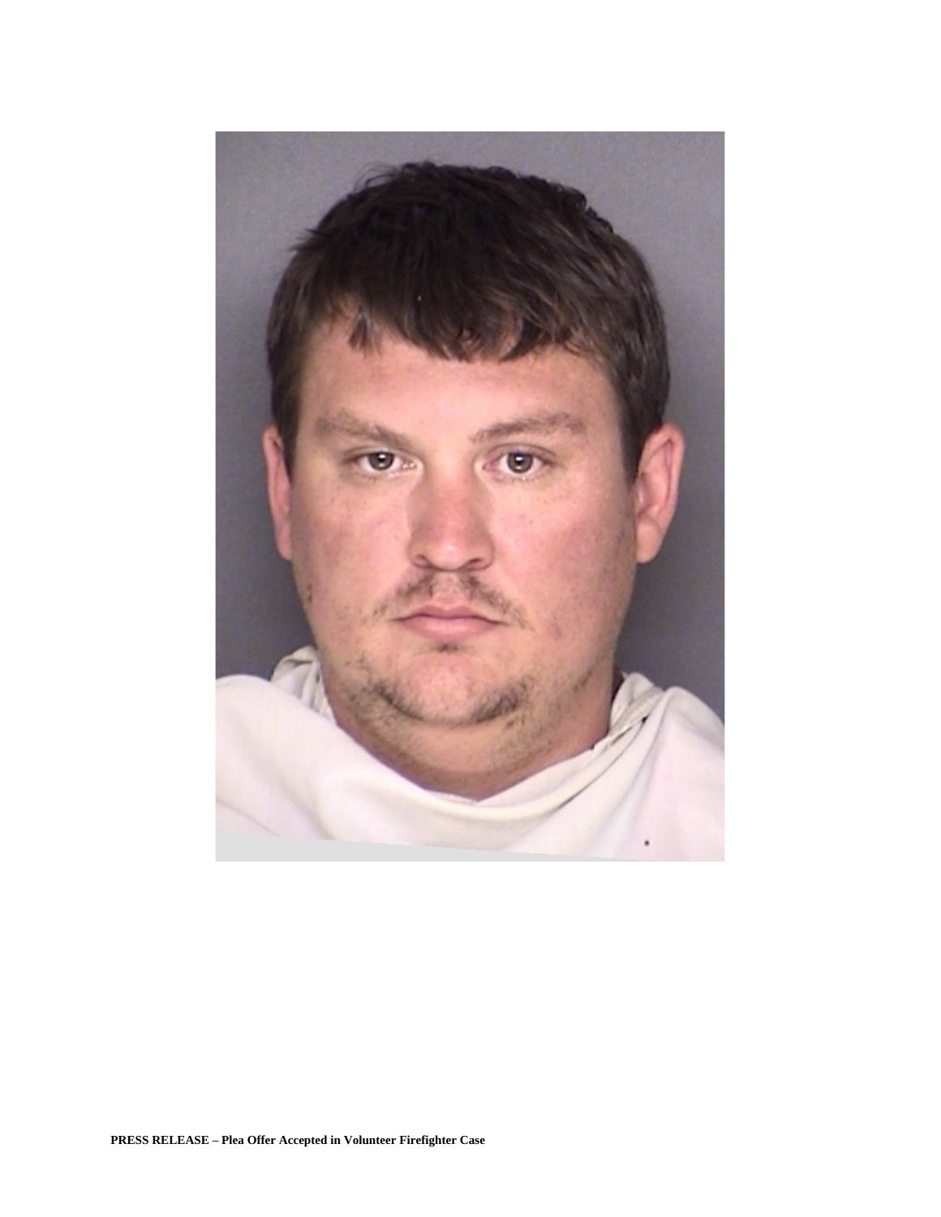**PRESS RELEASE – Plea Offer Accepted in Volunteer Firefighter Case**